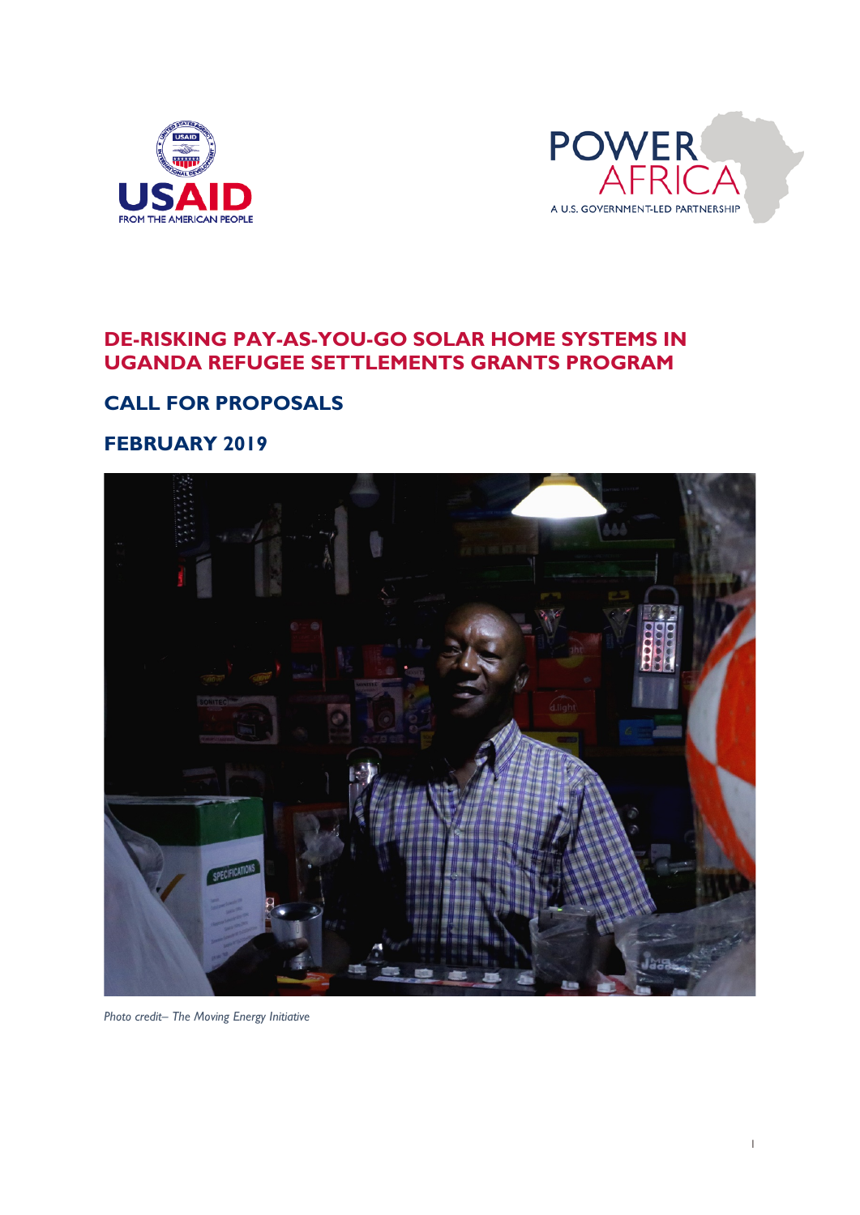# DE-RISKING PAY-AS-YOU-GO SOLAR HOME SYSTEMS IN UGANDA REFUGEE SETTLEMENTS GRANTS PROGRAM

## CALL FOR PROPOSALS

## FEBRUARY 2019

*Photo credit– The Moving Energy Initiative*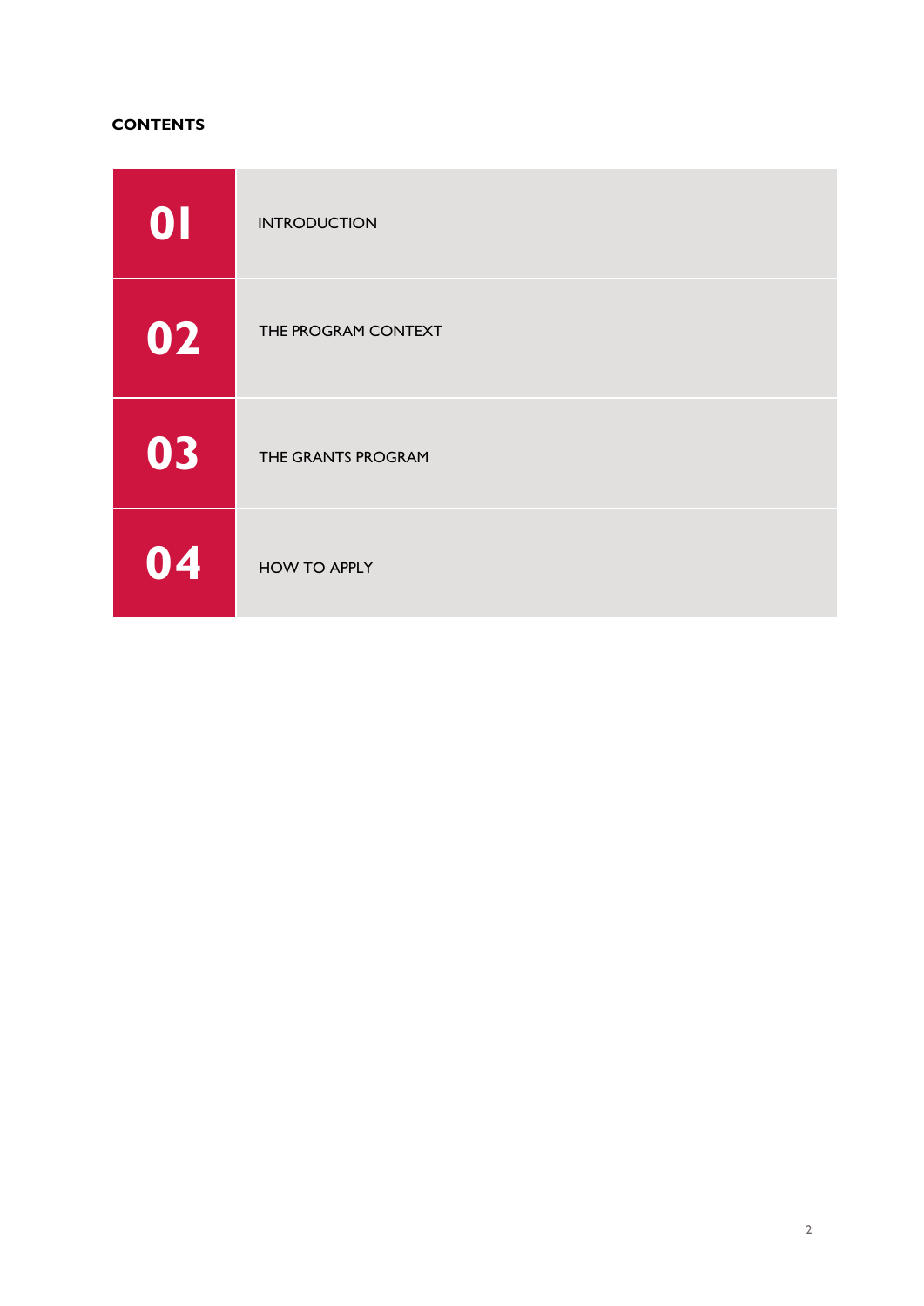**CONTENTS**

| | |
|---|---|
| 01 | INTRODUCTION |
| 02 | THE PROGRAM CONTEXT |
| 03 | THE GRANTS PROGRAM |
| 04 | HOW TO APPLY |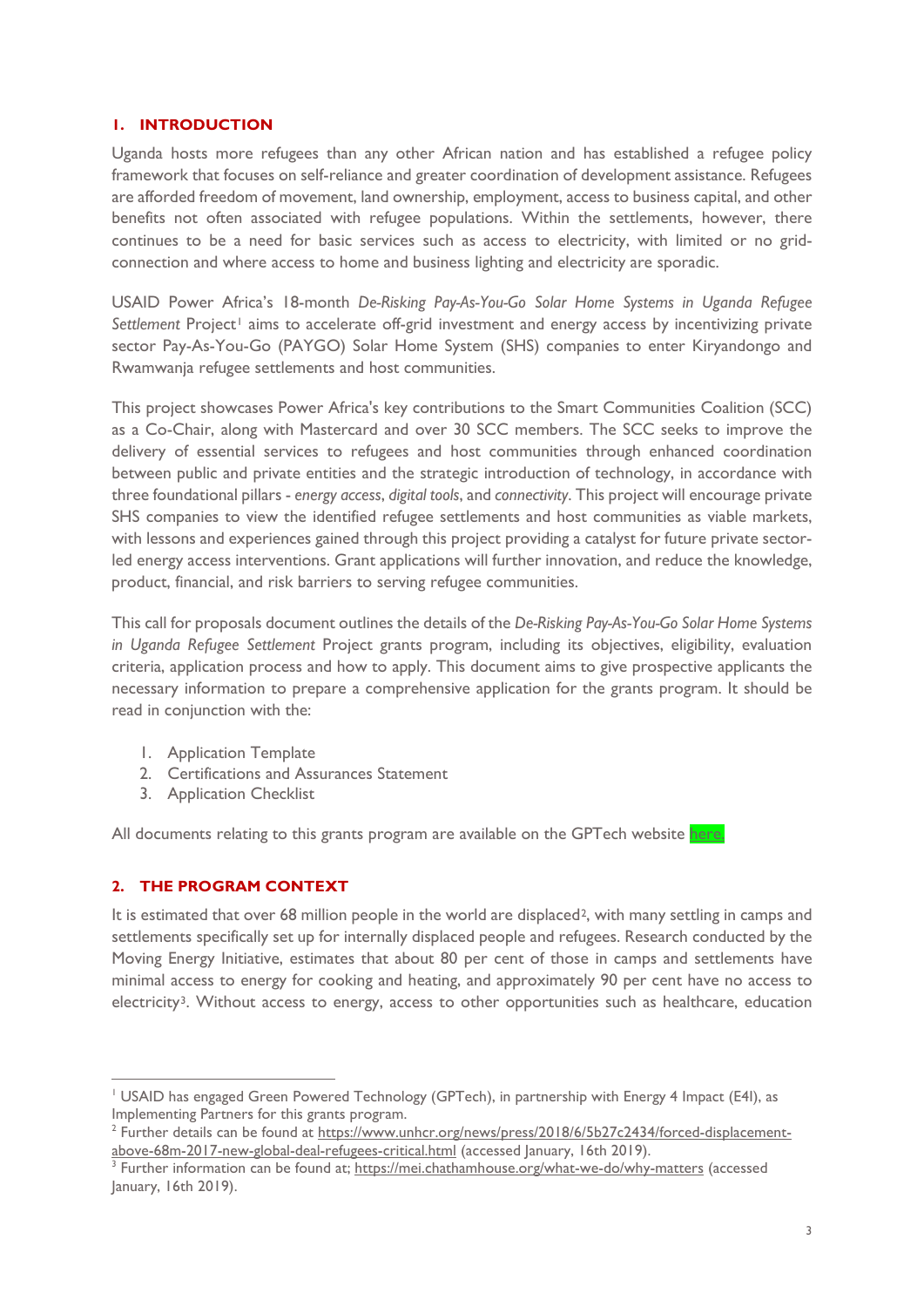## 1. INTRODUCTION

Uganda hosts more refugees than any other African nation and has established a refugee policy framework that focuses on self-reliance and greater coordination of development assistance. Refugees are afforded freedom of movement, land ownership, employment, access to business capital, and other benefits not often associated with refugee populations. Within the settlements, however, there continues to be a need for basic services such as access to electricity, with limited or no grid-connection and where access to home and business lighting and electricity are sporadic.

USAID Power Africa's 18-month *De-Risking Pay-As-You-Go Solar Home Systems in Uganda Refugee Settlement* Project[1] aims to accelerate off-grid investment and energy access by incentivizing private sector Pay-As-You-Go (PAYGO) Solar Home System (SHS) companies to enter Kiryandongo and Rwamwanja refugee settlements and host communities.

This project showcases Power Africa's key contributions to the Smart Communities Coalition (SCC) as a Co-Chair, along with Mastercard and over 30 SCC members. The SCC seeks to improve the delivery of essential services to refugees and host communities through enhanced coordination between public and private entities and the strategic introduction of technology, in accordance with three foundational pillars - *energy access*, *digital tools*, and *connectivity*. This project will encourage private SHS companies to view the identified refugee settlements and host communities as viable markets, with lessons and experiences gained through this project providing a catalyst for future private sector-led energy access interventions. Grant applications will further innovation, and reduce the knowledge, product, financial, and risk barriers to serving refugee communities.

This call for proposals document outlines the details of the *De-Risking Pay-As-You-Go Solar Home Systems in Uganda Refugee Settlement* Project grants program, including its objectives, eligibility, evaluation criteria, application process and how to apply. This document aims to give prospective applicants the necessary information to prepare a comprehensive application for the grants program. It should be read in conjunction with the:

1. Application Template
2. Certifications and Assurances Statement
3. Application Checklist

All documents relating to this grants program are available on the GPTech website here.

## 2. THE PROGRAM CONTEXT

It is estimated that over 68 million people in the world are displaced[2], with many settling in camps and settlements specifically set up for internally displaced people and refugees. Research conducted by the Moving Energy Initiative, estimates that about 80 per cent of those in camps and settlements have minimal access to energy for cooking and heating, and approximately 90 per cent have no access to electricity[3]. Without access to energy, access to other opportunities such as healthcare, education

---

[1] USAID has engaged Green Powered Technology (GPTech), in partnership with Energy 4 Impact (E4I), as Implementing Partners for this grants program.

[2] Further details can be found at https://www.unhcr.org/news/press/2018/6/5b27c2434/forced-displacement-above-68m-2017-new-global-deal-refugees-critical.html (accessed January, 16th 2019).

[3] Further information can be found at; https://mei.chathamhouse.org/what-we-do/why-matters (accessed January, 16th 2019).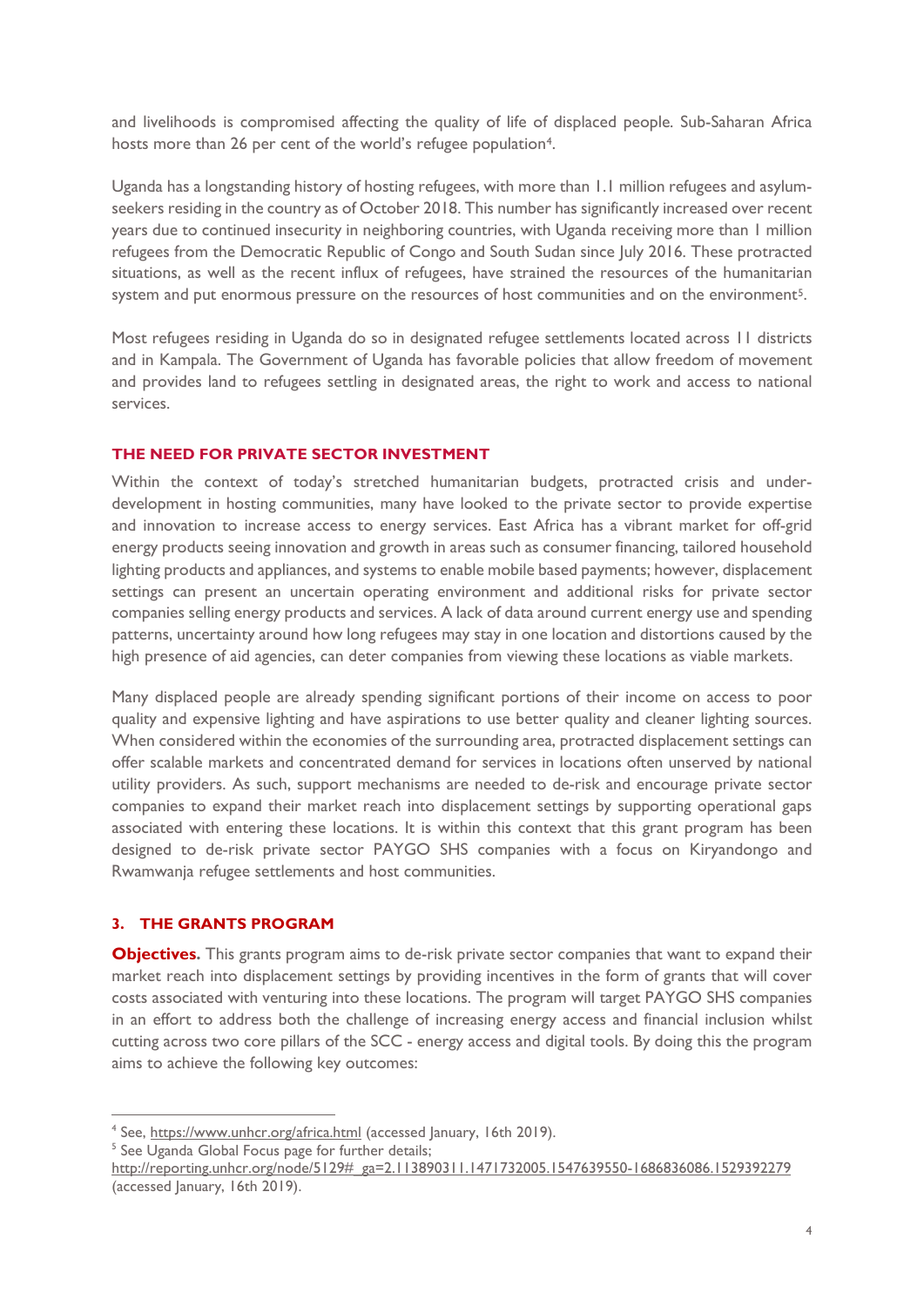and livelihoods is compromised affecting the quality of life of displaced people. Sub-Saharan Africa hosts more than 26 per cent of the world's refugee population[4].

Uganda has a longstanding history of hosting refugees, with more than 1.1 million refugees and asylum-seekers residing in the country as of October 2018. This number has significantly increased over recent years due to continued insecurity in neighboring countries, with Uganda receiving more than 1 million refugees from the Democratic Republic of Congo and South Sudan since July 2016. These protracted situations, as well as the recent influx of refugees, have strained the resources of the humanitarian system and put enormous pressure on the resources of host communities and on the environment[5].

Most refugees residing in Uganda do so in designated refugee settlements located across 11 districts and in Kampala. The Government of Uganda has favorable policies that allow freedom of movement and provides land to refugees settling in designated areas, the right to work and access to national services.

### THE NEED FOR PRIVATE SECTOR INVESTMENT

Within the context of today's stretched humanitarian budgets, protracted crisis and under-development in hosting communities, many have looked to the private sector to provide expertise and innovation to increase access to energy services. East Africa has a vibrant market for off-grid energy products seeing innovation and growth in areas such as consumer financing, tailored household lighting products and appliances, and systems to enable mobile based payments; however, displacement settings can present an uncertain operating environment and additional risks for private sector companies selling energy products and services. A lack of data around current energy use and spending patterns, uncertainty around how long refugees may stay in one location and distortions caused by the high presence of aid agencies, can deter companies from viewing these locations as viable markets.

Many displaced people are already spending significant portions of their income on access to poor quality and expensive lighting and have aspirations to use better quality and cleaner lighting sources. When considered within the economies of the surrounding area, protracted displacement settings can offer scalable markets and concentrated demand for services in locations often unserved by national utility providers. As such, support mechanisms are needed to de-risk and encourage private sector companies to expand their market reach into displacement settings by supporting operational gaps associated with entering these locations. It is within this context that this grant program has been designed to de-risk private sector PAYGO SHS companies with a focus on Kiryandongo and Rwamwanja refugee settlements and host communities.

## 3. THE GRANTS PROGRAM

**Objectives.** This grants program aims to de-risk private sector companies that want to expand their market reach into displacement settings by providing incentives in the form of grants that will cover costs associated with venturing into these locations. The program will target PAYGO SHS companies in an effort to address both the challenge of increasing energy access and financial inclusion whilst cutting across two core pillars of the SCC - energy access and digital tools. By doing this the program aims to achieve the following key outcomes:

---

[4] See, https://www.unhcr.org/africa.html (accessed January, 16th 2019).

[5] See Uganda Global Focus page for further details; http://reporting.unhcr.org/node/5129#_ga=2.113890311.1471732005.1547639550-1686836086.1529392279 (accessed January, 16th 2019).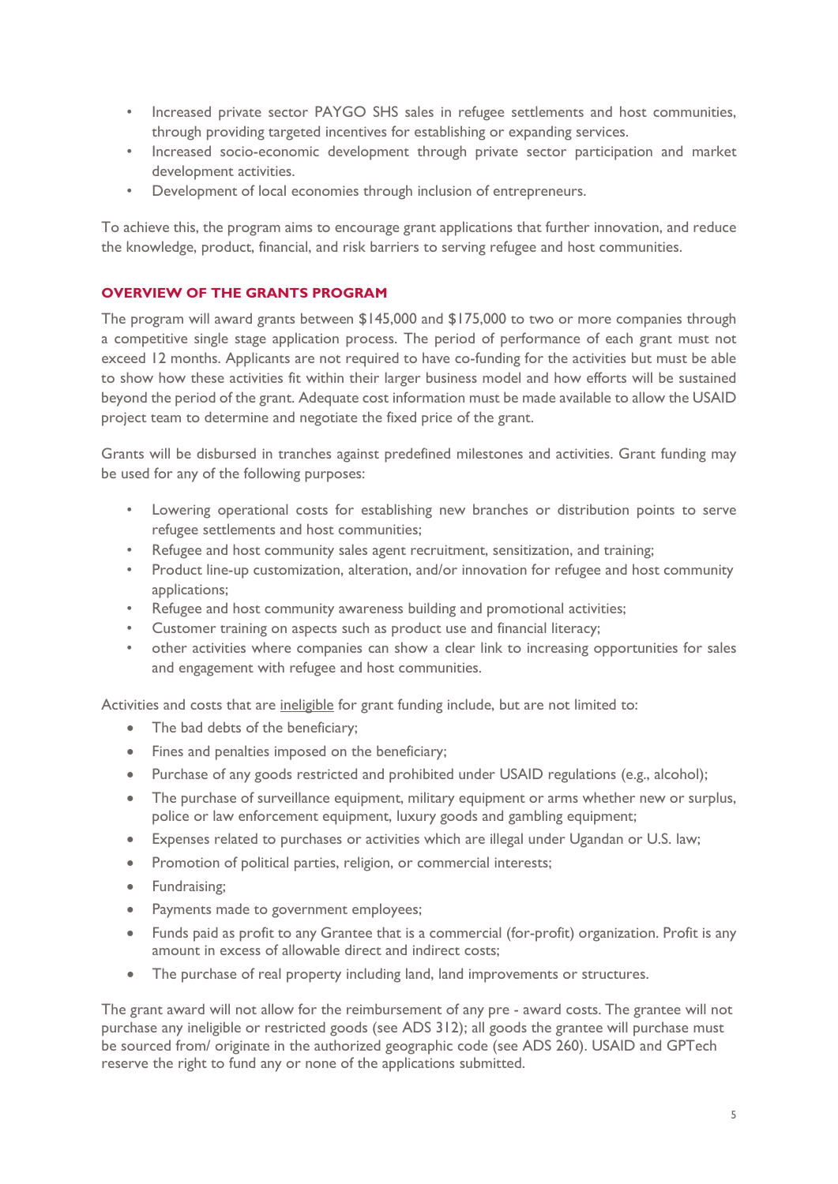- Increased private sector PAYGO SHS sales in refugee settlements and host communities, through providing targeted incentives for establishing or expanding services.
- Increased socio-economic development through private sector participation and market development activities.
- Development of local economies through inclusion of entrepreneurs.

To achieve this, the program aims to encourage grant applications that further innovation, and reduce the knowledge, product, financial, and risk barriers to serving refugee and host communities.

## OVERVIEW OF THE GRANTS PROGRAM

The program will award grants between $145,000 and $175,000 to two or more companies through a competitive single stage application process. The period of performance of each grant must not exceed 12 months. Applicants are not required to have co-funding for the activities but must be able to show how these activities fit within their larger business model and how efforts will be sustained beyond the period of the grant. Adequate cost information must be made available to allow the USAID project team to determine and negotiate the fixed price of the grant.

Grants will be disbursed in tranches against predefined milestones and activities. Grant funding may be used for any of the following purposes:

- Lowering operational costs for establishing new branches or distribution points to serve refugee settlements and host communities;
- Refugee and host community sales agent recruitment, sensitization, and training;
- Product line-up customization, alteration, and/or innovation for refugee and host community applications;
- Refugee and host community awareness building and promotional activities;
- Customer training on aspects such as product use and financial literacy;
- other activities where companies can show a clear link to increasing opportunities for sales and engagement with refugee and host communities.

Activities and costs that are ineligible for grant funding include, but are not limited to:

- The bad debts of the beneficiary;
- Fines and penalties imposed on the beneficiary;
- Purchase of any goods restricted and prohibited under USAID regulations (e.g., alcohol);
- The purchase of surveillance equipment, military equipment or arms whether new or surplus, police or law enforcement equipment, luxury goods and gambling equipment;
- Expenses related to purchases or activities which are illegal under Ugandan or U.S. law;
- Promotion of political parties, religion, or commercial interests;
- Fundraising;
- Payments made to government employees;
- Funds paid as profit to any Grantee that is a commercial (for-profit) organization. Profit is any amount in excess of allowable direct and indirect costs;
- The purchase of real property including land, land improvements or structures.

The grant award will not allow for the reimbursement of any pre - award costs. The grantee will not purchase any ineligible or restricted goods (see ADS 312); all goods the grantee will purchase must be sourced from/ originate in the authorized geographic code (see ADS 260). USAID and GPTech reserve the right to fund any or none of the applications submitted.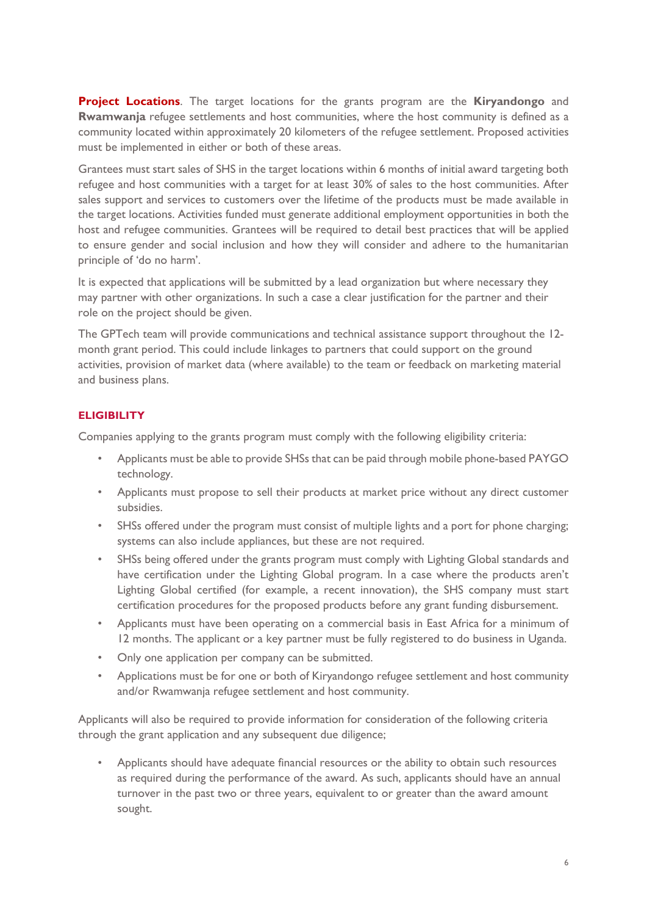**Project Locations**. The target locations for the grants program are the **Kiryandongo** and **Rwamwanja** refugee settlements and host communities, where the host community is defined as a community located within approximately 20 kilometers of the refugee settlement. Proposed activities must be implemented in either or both of these areas.

Grantees must start sales of SHS in the target locations within 6 months of initial award targeting both refugee and host communities with a target for at least 30% of sales to the host communities. After sales support and services to customers over the lifetime of the products must be made available in the target locations. Activities funded must generate additional employment opportunities in both the host and refugee communities. Grantees will be required to detail best practices that will be applied to ensure gender and social inclusion and how they will consider and adhere to the humanitarian principle of 'do no harm'.

It is expected that applications will be submitted by a lead organization but where necessary they may partner with other organizations. In such a case a clear justification for the partner and their role on the project should be given.

The GPTech team will provide communications and technical assistance support throughout the 12-month grant period. This could include linkages to partners that could support on the ground activities, provision of market data (where available) to the team or feedback on marketing material and business plans.

## ELIGIBILITY

Companies applying to the grants program must comply with the following eligibility criteria:

- Applicants must be able to provide SHSs that can be paid through mobile phone-based PAYGO technology.
- Applicants must propose to sell their products at market price without any direct customer subsidies.
- SHSs offered under the program must consist of multiple lights and a port for phone charging; systems can also include appliances, but these are not required.
- SHSs being offered under the grants program must comply with Lighting Global standards and have certification under the Lighting Global program. In a case where the products aren't Lighting Global certified (for example, a recent innovation), the SHS company must start certification procedures for the proposed products before any grant funding disbursement.
- Applicants must have been operating on a commercial basis in East Africa for a minimum of 12 months. The applicant or a key partner must be fully registered to do business in Uganda.
- Only one application per company can be submitted.
- Applications must be for one or both of Kiryandongo refugee settlement and host community and/or Rwamwanja refugee settlement and host community.

Applicants will also be required to provide information for consideration of the following criteria through the grant application and any subsequent due diligence;

- Applicants should have adequate financial resources or the ability to obtain such resources as required during the performance of the award. As such, applicants should have an annual turnover in the past two or three years, equivalent to or greater than the award amount sought.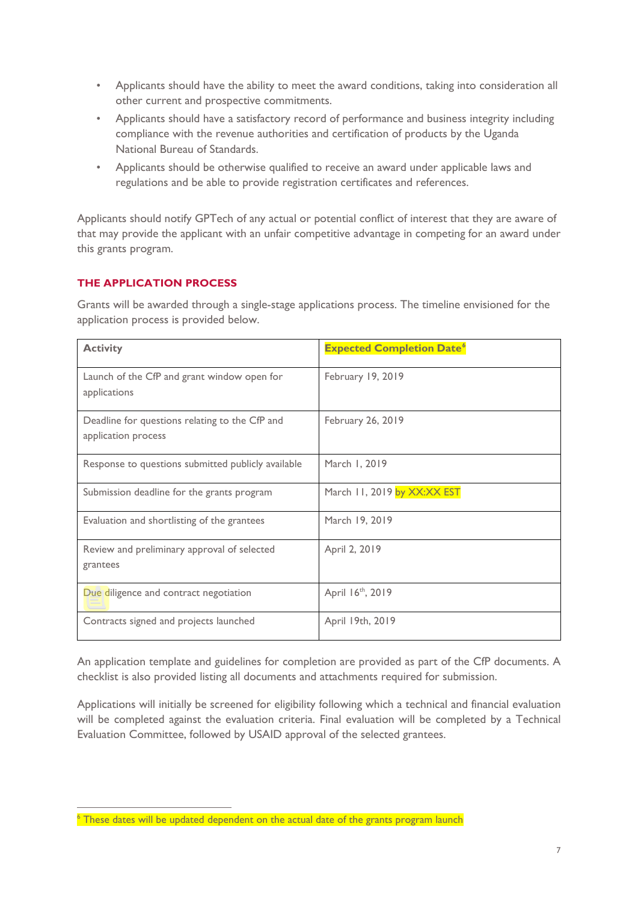- Applicants should have the ability to meet the award conditions, taking into consideration all other current and prospective commitments.
- Applicants should have a satisfactory record of performance and business integrity including compliance with the revenue authorities and certification of products by the Uganda National Bureau of Standards.
- Applicants should be otherwise qualified to receive an award under applicable laws and regulations and be able to provide registration certificates and references.

Applicants should notify GPTech of any actual or potential conflict of interest that they are aware of that may provide the applicant with an unfair competitive advantage in competing for an award under this grants program.

## THE APPLICATION PROCESS

Grants will be awarded through a single-stage applications process. The timeline envisioned for the application process is provided below.

| Activity | Expected Completion Date[6] |
|---|---|
| Launch of the CfP and grant window open for applications | February 19, 2019 |
| Deadline for questions relating to the CfP and application process | February 26, 2019 |
| Response to questions submitted publicly available | March 1, 2019 |
| Submission deadline for the grants program | March 11, 2019 by XX:XX EST |
| Evaluation and shortlisting of the grantees | March 19, 2019 |
| Review and preliminary approval of selected grantees | April 2, 2019 |
| Due diligence and contract negotiation | April 16th, 2019 |
| Contracts signed and projects launched | April 19th, 2019 |

An application template and guidelines for completion are provided as part of the CfP documents. A checklist is also provided listing all documents and attachments required for submission.

Applications will initially be screened for eligibility following which a technical and financial evaluation will be completed against the evaluation criteria. Final evaluation will be completed by a Technical Evaluation Committee, followed by USAID approval of the selected grantees.

[6] These dates will be updated dependent on the actual date of the grants program launch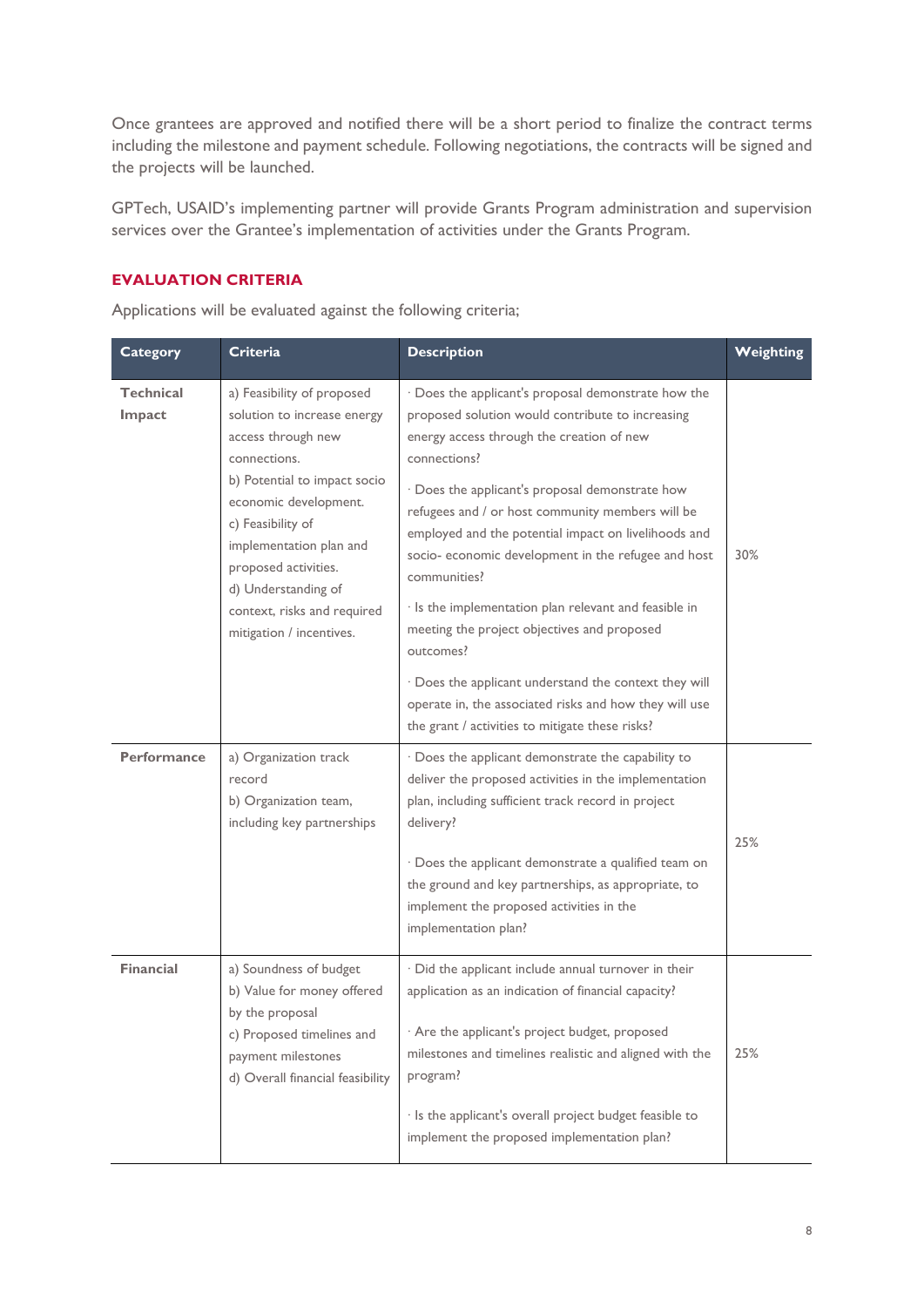Once grantees are approved and notified there will be a short period to finalize the contract terms including the milestone and payment schedule. Following negotiations, the contracts will be signed and the projects will be launched.

GPTech, USAID's implementing partner will provide Grants Program administration and supervision services over the Grantee's implementation of activities under the Grants Program.

## EVALUATION CRITERIA

Applications will be evaluated against the following criteria;

| Category | Criteria | Description | Weighting |
|---|---|---|---|
| **Technical Impact** | a) Feasibility of proposed solution to increase energy access through new connections.<br>b) Potential to impact socio economic development.<br>c) Feasibility of implementation plan and proposed activities.<br>d) Understanding of context, risks and required mitigation / incentives. | · Does the applicant's proposal demonstrate how the proposed solution would contribute to increasing energy access through the creation of new connections?<br>· Does the applicant's proposal demonstrate how refugees and / or host community members will be employed and the potential impact on livelihoods and socio- economic development in the refugee and host communities?<br>· Is the implementation plan relevant and feasible in meeting the project objectives and proposed outcomes?<br>· Does the applicant understand the context they will operate in, the associated risks and how they will use the grant / activities to mitigate these risks? | 30% |
| **Performance** | a) Organization track record<br>b) Organization team, including key partnerships | · Does the applicant demonstrate the capability to deliver the proposed activities in the implementation plan, including sufficient track record in project delivery?<br>· Does the applicant demonstrate a qualified team on the ground and key partnerships, as appropriate, to implement the proposed activities in the implementation plan? | 25% |
| **Financial** | a) Soundness of budget<br>b) Value for money offered by the proposal<br>c) Proposed timelines and payment milestones<br>d) Overall financial feasibility | · Did the applicant include annual turnover in their application as an indication of financial capacity?<br>· Are the applicant's project budget, proposed milestones and timelines realistic and aligned with the program?<br>· Is the applicant's overall project budget feasible to implement the proposed implementation plan? | 25% |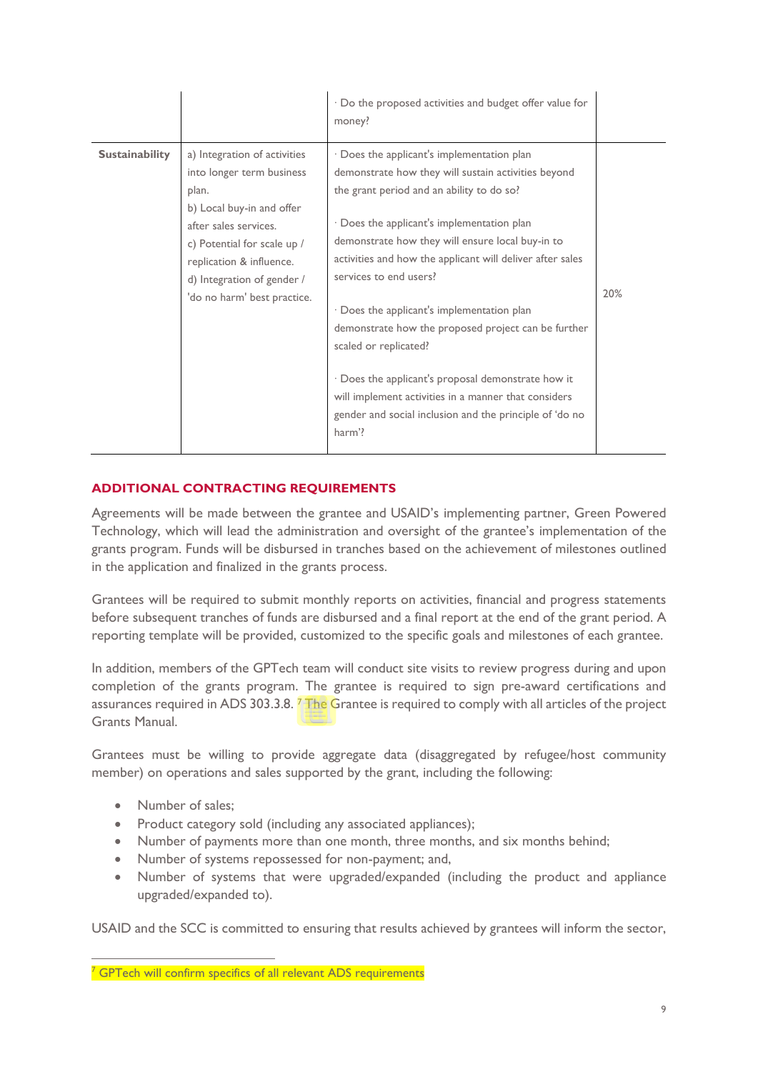| | | · Do the proposed activities and budget offer value for money? | |
|---|---|---|---|
| **Sustainability** | a) Integration of activities into longer term business plan.<br>b) Local buy-in and offer after sales services.<br>c) Potential for scale up / replication & influence.<br>d) Integration of gender / 'do no harm' best practice. | · Does the applicant's implementation plan demonstrate how they will sustain activities beyond the grant period and an ability to do so?<br><br>· Does the applicant's implementation plan demonstrate how they will ensure local buy-in to activities and how the applicant will deliver after sales services to end users?<br><br>· Does the applicant's implementation plan demonstrate how the proposed project can be further scaled or replicated?<br><br>· Does the applicant's proposal demonstrate how it will implement activities in a manner that considers gender and social inclusion and the principle of 'do no harm'? | 20% |

## ADDITIONAL CONTRACTING REQUIREMENTS

Agreements will be made between the grantee and USAID's implementing partner, Green Powered Technology, which will lead the administration and oversight of the grantee's implementation of the grants program. Funds will be disbursed in tranches based on the achievement of milestones outlined in the application and finalized in the grants process.

Grantees will be required to submit monthly reports on activities, financial and progress statements before subsequent tranches of funds are disbursed and a final report at the end of the grant period. A reporting template will be provided, customized to the specific goals and milestones of each grantee.

In addition, members of the GPTech team will conduct site visits to review progress during and upon completion of the grants program. The grantee is required to sign pre-award certifications and assurances required in ADS 303.3.8. [7] The Grantee is required to comply with all articles of the project Grants Manual.

Grantees must be willing to provide aggregate data (disaggregated by refugee/host community member) on operations and sales supported by the grant, including the following:

- Number of sales;
- Product category sold (including any associated appliances);
- Number of payments more than one month, three months, and six months behind;
- Number of systems repossessed for non-payment; and,
- Number of systems that were upgraded/expanded (including the product and appliance upgraded/expanded to).

USAID and the SCC is committed to ensuring that results achieved by grantees will inform the sector,

---

[7] GPTech will confirm specifics of all relevant ADS requirements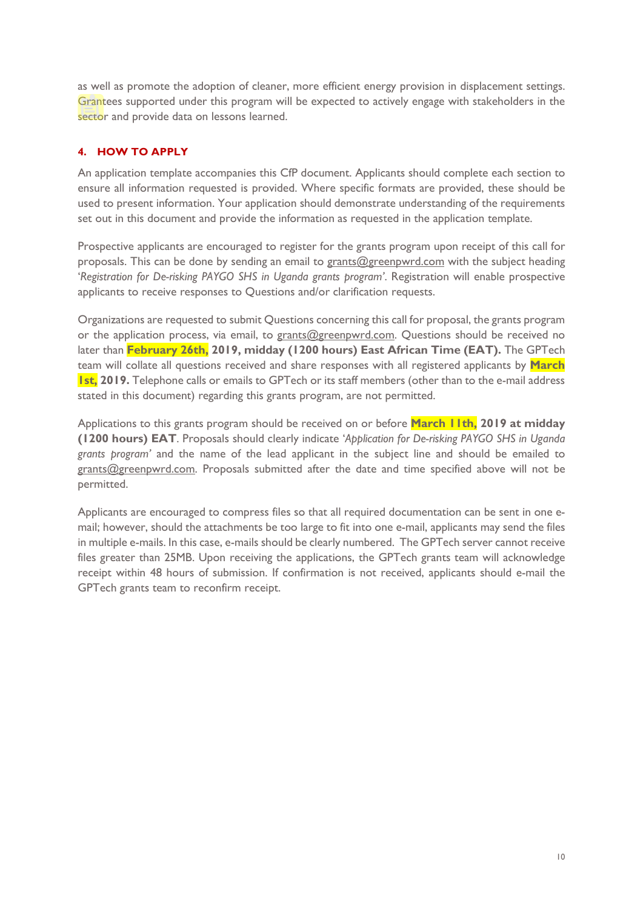as well as promote the adoption of cleaner, more efficient energy provision in displacement settings. Grantees supported under this program will be expected to actively engage with stakeholders in the sector and provide data on lessons learned.

## 4. HOW TO APPLY

An application template accompanies this CfP document. Applicants should complete each section to ensure all information requested is provided. Where specific formats are provided, these should be used to present information. Your application should demonstrate understanding of the requirements set out in this document and provide the information as requested in the application template.

Prospective applicants are encouraged to register for the grants program upon receipt of this call for proposals. This can be done by sending an email to grants@greenpwrd.com with the subject heading '*Registration for De-risking PAYGO SHS in Uganda grants program*'. Registration will enable prospective applicants to receive responses to Questions and/or clarification requests.

Organizations are requested to submit Questions concerning this call for proposal, the grants program or the application process, via email, to grants@greenpwrd.com. Questions should be received no later than **February 26th, 2019, midday (1200 hours) East African Time (EAT).** The GPTech team will collate all questions received and share responses with all registered applicants by **March 1st, 2019.** Telephone calls or emails to GPTech or its staff members (other than to the e-mail address stated in this document) regarding this grants program, are not permitted.

Applications to this grants program should be received on or before **March 11th, 2019 at midday (1200 hours) EAT**. Proposals should clearly indicate '*Application for De-risking PAYGO SHS in Uganda grants program*' and the name of the lead applicant in the subject line and should be emailed to grants@greenpwrd.com. Proposals submitted after the date and time specified above will not be permitted.

Applicants are encouraged to compress files so that all required documentation can be sent in one e-mail; however, should the attachments be too large to fit into one e-mail, applicants may send the files in multiple e-mails. In this case, e-mails should be clearly numbered. The GPTech server cannot receive files greater than 25MB. Upon receiving the applications, the GPTech grants team will acknowledge receipt within 48 hours of submission. If confirmation is not received, applicants should e-mail the GPTech grants team to reconfirm receipt.